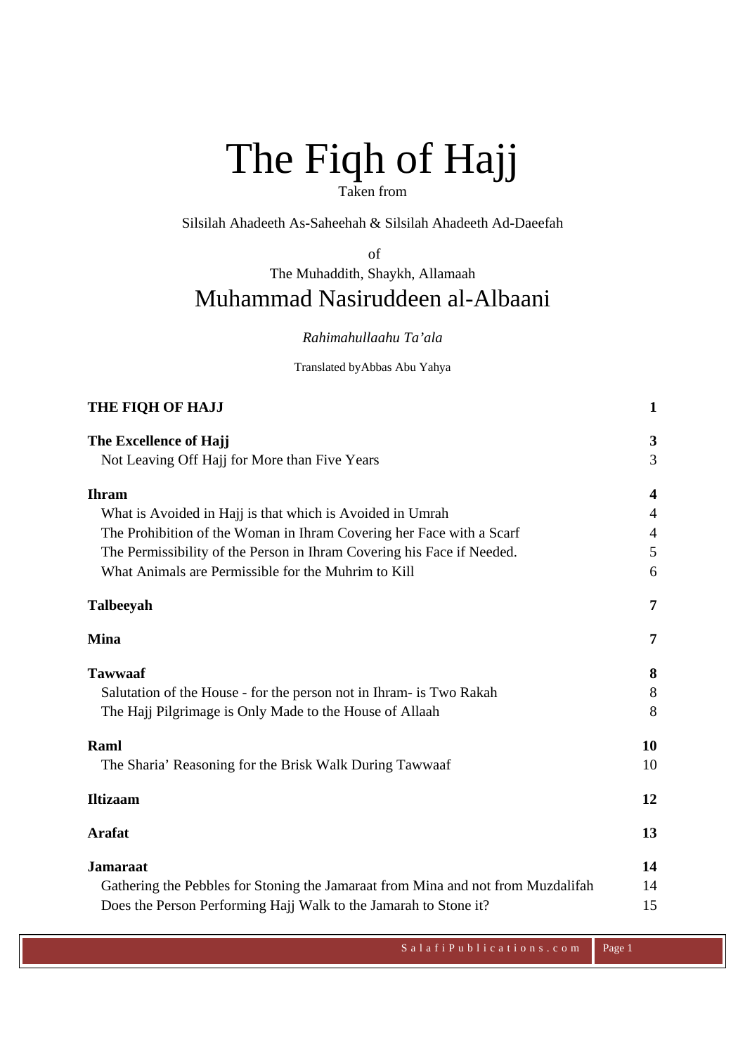# The Fiqh of Hajj

Taken from

Silsilah Ahadeeth As-Saheehah & Silsilah Ahadeeth Ad-Daeefah

of

The Muhaddith, Shaykh, Allamaah

## Muhammad Nasiruddeen al-Albaani

*Rahimahullaahu Ta'ala*

Translated byAbbas Abu Yahya

| | |
|---|---|
| **THE FIQH OF HAJJ** | **1** |
| **The Excellence of Hajj** | **3** |
| Not Leaving Off Hajj for More than Five Years | 3 |
| **Ihram** | **4** |
| What is Avoided in Hajj is that which is Avoided in Umrah | 4 |
| The Prohibition of the Woman in Ihram Covering her Face with a Scarf | 4 |
| The Permissibility of the Person in Ihram Covering his Face if Needed. | 5 |
| What Animals are Permissible for the Muhrim to Kill | 6 |
| **Talbeeyah** | **7** |
| **Mina** | **7** |
| **Tawwaaf** | **8** |
| Salutation of the House - for the person not in Ihram- is Two Rakah | 8 |
| The Hajj Pilgrimage is Only Made to the House of Allaah | 8 |
| **Raml** | **10** |
| The Sharia' Reasoning for the Brisk Walk During Tawwaaf | 10 |
| **Iltizaam** | **12** |
| **Arafat** | **13** |
| **Jamaraat** | **14** |
| Gathering the Pebbles for Stoning the Jamaraat from Mina and not from Muzdalifah | 14 |
| Does the Person Performing Hajj Walk to the Jamarah to Stone it? | 15 |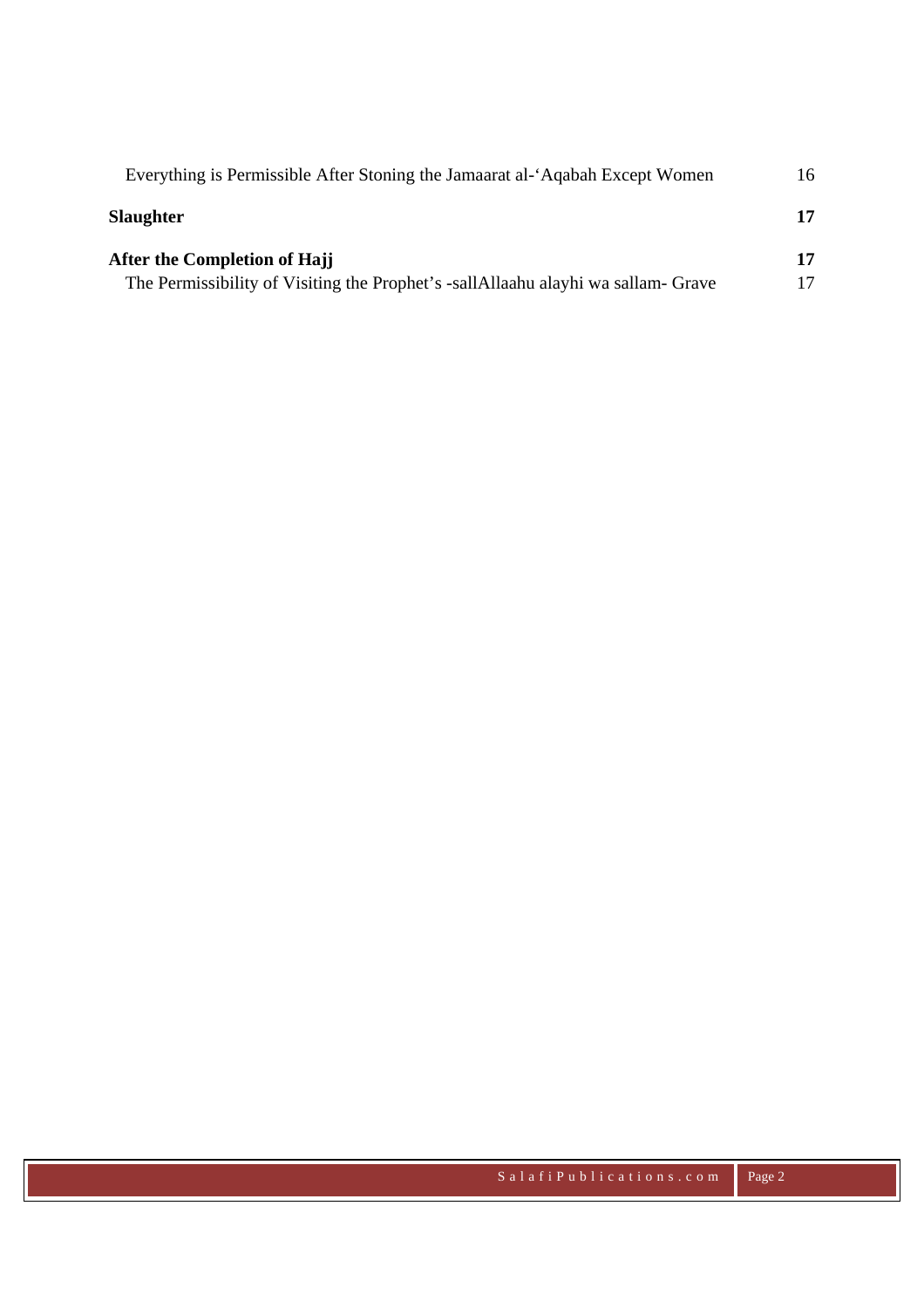Everything is Permissible After Stoning the Jamaarat al-'Aqabah Except Women 16

**Slaughter** **17**

**After the Completion of Hajj** **17**

The Permissibility of Visiting the Prophet's -sallAllaahu alayhi wa sallam- Grave 17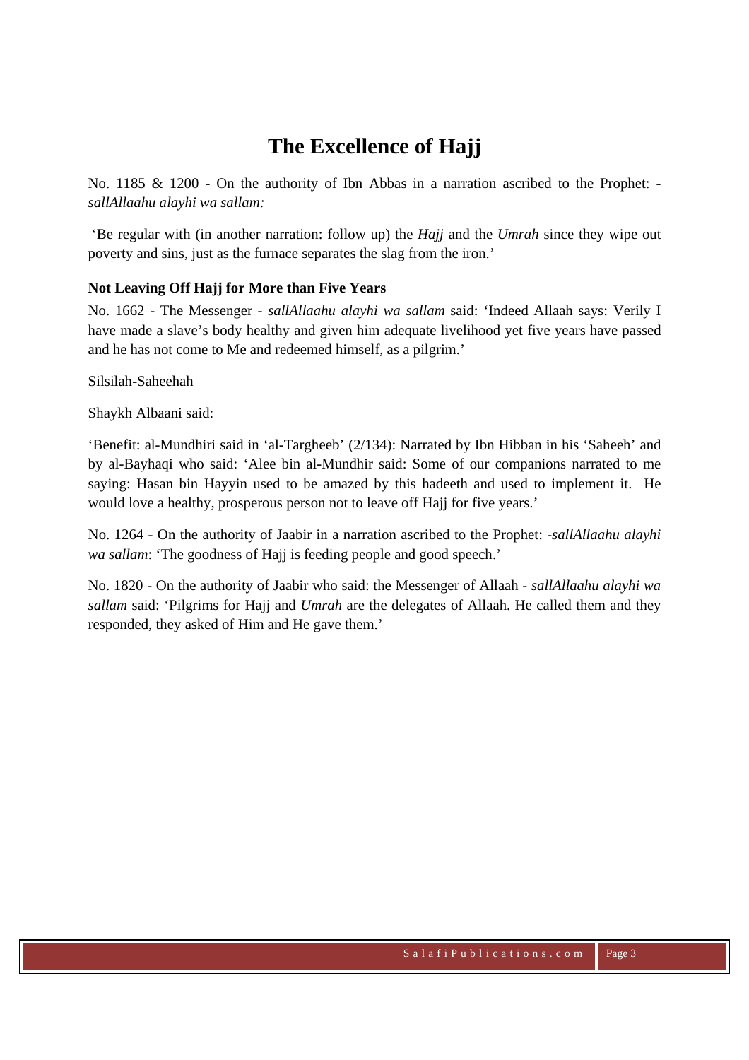# The Excellence of Hajj

No. 1185 & 1200 - On the authority of Ibn Abbas in a narration ascribed to the Prophet: - *sallAllaahu alayhi wa sallam:*

'Be regular with (in another narration: follow up) the *Hajj* and the *Umrah* since they wipe out poverty and sins, just as the furnace separates the slag from the iron.'

**Not Leaving Off Hajj for More than Five Years**

No. 1662 - The Messenger - *sallAllaahu alayhi wa sallam* said: 'Indeed Allaah says: Verily I have made a slave's body healthy and given him adequate livelihood yet five years have passed and he has not come to Me and redeemed himself, as a pilgrim.'

Silsilah-Saheehah

Shaykh Albaani said:

'Benefit: al-Mundhiri said in 'al-Targheeb' (2/134): Narrated by Ibn Hibban in his 'Saheeh' and by al-Bayhaqi who said: 'Alee bin al-Mundhir said: Some of our companions narrated to me saying: Hasan bin Hayyin used to be amazed by this hadeeth and used to implement it. He would love a healthy, prosperous person not to leave off Hajj for five years.'

No. 1264 - On the authority of Jaabir in a narration ascribed to the Prophet: -*sallAllaahu alayhi wa sallam*: 'The goodness of Hajj is feeding people and good speech.'

No. 1820 - On the authority of Jaabir who said: the Messenger of Allaah - *sallAllaahu alayhi wa sallam* said: 'Pilgrims for Hajj and *Umrah* are the delegates of Allaah. He called them and they responded, they asked of Him and He gave them.'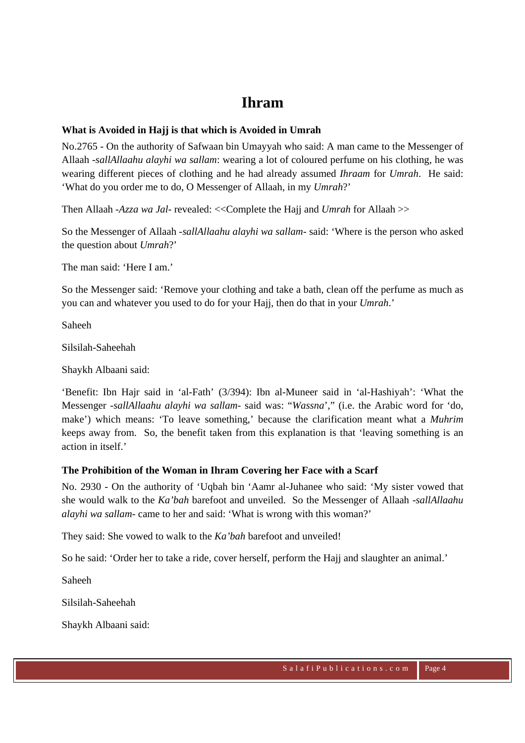# Ihram

**What is Avoided in Hajj is that which is Avoided in Umrah**

No.2765 - On the authority of Safwaan bin Umayyah who said: A man came to the Messenger of Allaah -*sallAllaahu alayhi wa sallam*: wearing a lot of coloured perfume on his clothing, he was wearing different pieces of clothing and he had already assumed *Ihraam* for *Umrah*. He said: 'What do you order me to do, O Messenger of Allaah, in my *Umrah*?'

Then Allaah -*Azza wa Jal*- revealed: <<Complete the Hajj and *Umrah* for Allaah >>

So the Messenger of Allaah -*sallAllaahu alayhi wa sallam*- said: 'Where is the person who asked the question about *Umrah*?'

The man said: 'Here I am.'

So the Messenger said: 'Remove your clothing and take a bath, clean off the perfume as much as you can and whatever you used to do for your Hajj, then do that in your *Umrah*.'

Saheeh

Silsilah-Saheehah

Shaykh Albaani said:

'Benefit: Ibn Hajr said in 'al-Fath' (3/394): Ibn al-Muneer said in 'al-Hashiyah': 'What the Messenger -*sallAllaahu alayhi wa sallam*- said was: "*Wassna*'," (i.e. the Arabic word for 'do, make') which means: 'To leave something,' because the clarification meant what a *Muhrim* keeps away from. So, the benefit taken from this explanation is that 'leaving something is an action in itself.'

**The Prohibition of the Woman in Ihram Covering her Face with a Scarf**

No. 2930 - On the authority of 'Uqbah bin 'Aamr al-Juhanee who said: 'My sister vowed that she would walk to the *Ka'bah* barefoot and unveiled. So the Messenger of Allaah -*sallAllaahu alayhi wa sallam*- came to her and said: 'What is wrong with this woman?'

They said: She vowed to walk to the *Ka'bah* barefoot and unveiled!

So he said: 'Order her to take a ride, cover herself, perform the Hajj and slaughter an animal.'

Saheeh

Silsilah-Saheehah

Shaykh Albaani said: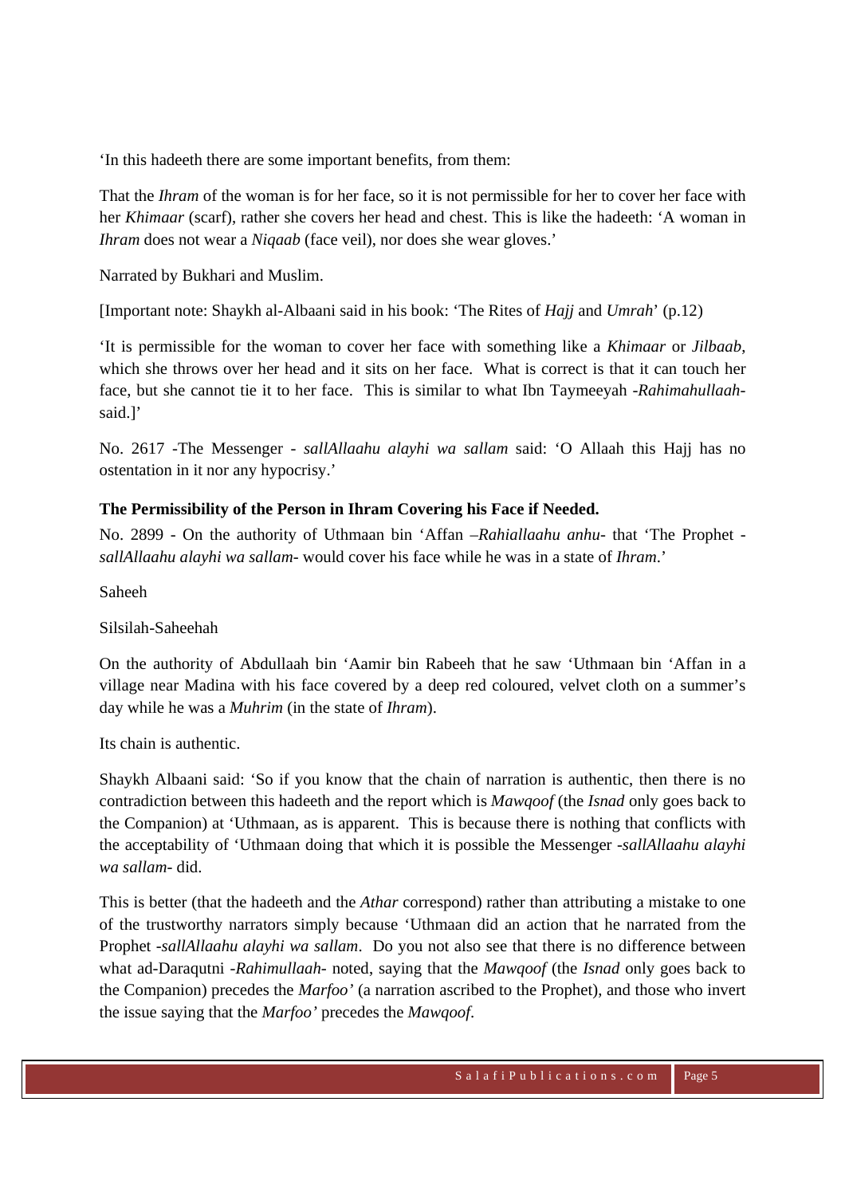'In this hadeeth there are some important benefits, from them:

That the *Ihram* of the woman is for her face, so it is not permissible for her to cover her face with her *Khimaar* (scarf), rather she covers her head and chest. This is like the hadeeth: 'A woman in *Ihram* does not wear a *Niqaab* (face veil), nor does she wear gloves.'

Narrated by Bukhari and Muslim.

[Important note: Shaykh al-Albaani said in his book: 'The Rites of *Hajj* and *Umrah*' (p.12)

'It is permissible for the woman to cover her face with something like a *Khimaar* or *Jilbaab*, which she throws over her head and it sits on her face. What is correct is that it can touch her face, but she cannot tie it to her face. This is similar to what Ibn Taymeeyah -*Rahimahullaah*- said.]'

No. 2617 -The Messenger - *sallAllaahu alayhi wa sallam* said: 'O Allaah this Hajj has no ostentation in it nor any hypocrisy.'

**The Permissibility of the Person in Ihram Covering his Face if Needed.**

No. 2899 - On the authority of Uthmaan bin 'Affan –*Rahiallaahu anhu*- that 'The Prophet -*sallAllaahu alayhi wa sallam*- would cover his face while he was in a state of *Ihram*.'

Saheeh

Silsilah-Saheehah

On the authority of Abdullaah bin 'Aamir bin Rabeeh that he saw 'Uthmaan bin 'Affan in a village near Madina with his face covered by a deep red coloured, velvet cloth on a summer's day while he was a *Muhrim* (in the state of *Ihram*).

Its chain is authentic.

Shaykh Albaani said: 'So if you know that the chain of narration is authentic, then there is no contradiction between this hadeeth and the report which is *Mawqoof* (the *Isnad* only goes back to the Companion) at 'Uthmaan, as is apparent. This is because there is nothing that conflicts with the acceptability of 'Uthmaan doing that which it is possible the Messenger -*sallAllaahu alayhi wa sallam*- did.

This is better (that the hadeeth and the *Athar* correspond) rather than attributing a mistake to one of the trustworthy narrators simply because 'Uthmaan did an action that he narrated from the Prophet -*sallAllaahu alayhi wa sallam*. Do you not also see that there is no difference between what ad-Daraqutni -*Rahimullaah*- noted, saying that the *Mawqoof* (the *Isnad* only goes back to the Companion) precedes the *Marfoo'* (a narration ascribed to the Prophet), and those who invert the issue saying that the *Marfoo'* precedes the *Mawqoof*.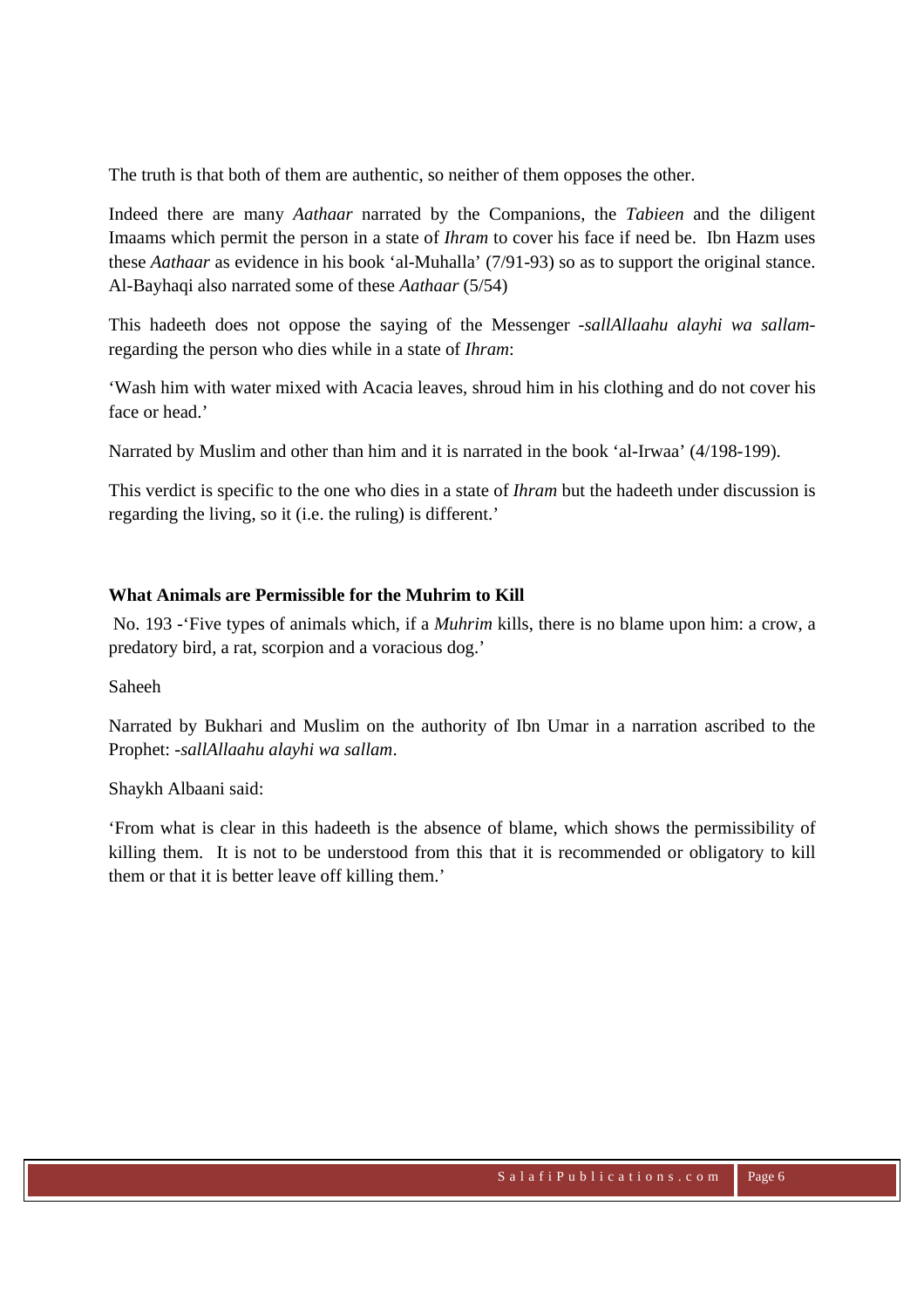The truth is that both of them are authentic, so neither of them opposes the other.

Indeed there are many *Aathaar* narrated by the Companions, the *Tabieen* and the diligent Imaams which permit the person in a state of *Ihram* to cover his face if need be. Ibn Hazm uses these *Aathaar* as evidence in his book 'al-Muhalla' (7/91-93) so as to support the original stance. Al-Bayhaqi also narrated some of these *Aathaar* (5/54)

This hadeeth does not oppose the saying of the Messenger -*sallAllaahu alayhi wa sallam*- regarding the person who dies while in a state of *Ihram*:

'Wash him with water mixed with Acacia leaves, shroud him in his clothing and do not cover his face or head.'

Narrated by Muslim and other than him and it is narrated in the book 'al-Irwaa' (4/198-199).

This verdict is specific to the one who dies in a state of *Ihram* but the hadeeth under discussion is regarding the living, so it (i.e. the ruling) is different.'

**What Animals are Permissible for the Muhrim to Kill**

No. 193 -'Five types of animals which, if a *Muhrim* kills, there is no blame upon him: a crow, a predatory bird, a rat, scorpion and a voracious dog.'

Saheeh

Narrated by Bukhari and Muslim on the authority of Ibn Umar in a narration ascribed to the Prophet: -*sallAllaahu alayhi wa sallam*.

Shaykh Albaani said:

'From what is clear in this hadeeth is the absence of blame, which shows the permissibility of killing them. It is not to be understood from this that it is recommended or obligatory to kill them or that it is better leave off killing them.'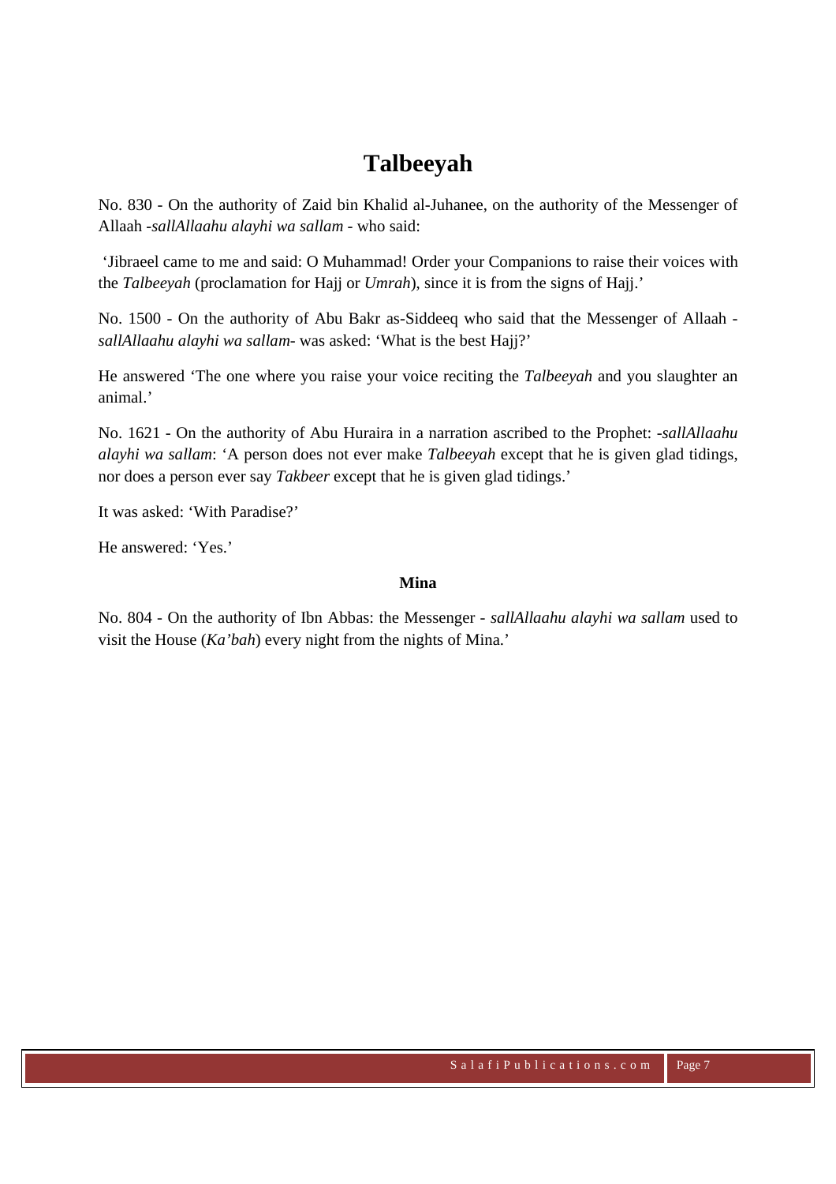# Talbeeyah

No. 830 - On the authority of Zaid bin Khalid al-Juhanee, on the authority of the Messenger of Allaah -*sallAllaahu alayhi wa sallam* - who said:

'Jibraeel came to me and said: O Muhammad! Order your Companions to raise their voices with the *Talbeeyah* (proclamation for Hajj or *Umrah*), since it is from the signs of Hajj.'

No. 1500 - On the authority of Abu Bakr as-Siddeeq who said that the Messenger of Allaah - *sallAllaahu alayhi wa sallam*- was asked: 'What is the best Hajj?'

He answered 'The one where you raise your voice reciting the *Talbeeyah* and you slaughter an animal.'

No. 1621 - On the authority of Abu Huraira in a narration ascribed to the Prophet: -*sallAllaahu alayhi wa sallam*: 'A person does not ever make *Talbeeyah* except that he is given glad tidings, nor does a person ever say *Takbeer* except that he is given glad tidings.'

It was asked: 'With Paradise?'

He answered: 'Yes.'

**Mina**

No. 804 - On the authority of Ibn Abbas: the Messenger - *sallAllaahu alayhi wa sallam* used to visit the House (*Ka'bah*) every night from the nights of Mina.'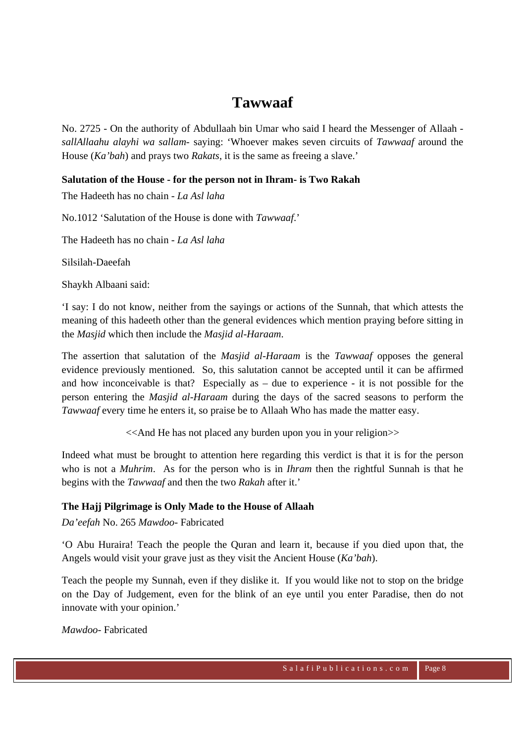# Tawwaaf

No. 2725 - On the authority of Abdullaah bin Umar who said I heard the Messenger of Allaah - *sallAllaahu alayhi wa sallam*- saying: 'Whoever makes seven circuits of *Tawwaaf* around the House (*Ka'bah*) and prays two *Rakats*, it is the same as freeing a slave.'

**Salutation of the House - for the person not in Ihram- is Two Rakah**

The Hadeeth has no chain - *La Asl laha*

No.1012 'Salutation of the House is done with *Tawwaaf*.'

The Hadeeth has no chain - *La Asl laha*

Silsilah-Daeefah

Shaykh Albaani said:

'I say: I do not know, neither from the sayings or actions of the Sunnah, that which attests the meaning of this hadeeth other than the general evidences which mention praying before sitting in the *Masjid* which then include the *Masjid al-Haraam*.

The assertion that salutation of the *Masjid al-Haraam* is the *Tawwaaf* opposes the general evidence previously mentioned. So, this salutation cannot be accepted until it can be affirmed and how inconceivable is that? Especially as – due to experience - it is not possible for the person entering the *Masjid al-Haraam* during the days of the sacred seasons to perform the *Tawwaaf* every time he enters it, so praise be to Allaah Who has made the matter easy.

<<And He has not placed any burden upon you in your religion>>

Indeed what must be brought to attention here regarding this verdict is that it is for the person who is not a *Muhrim*. As for the person who is in *Ihram* then the rightful Sunnah is that he begins with the *Tawwaaf* and then the two *Rakah* after it.'

**The Hajj Pilgrimage is Only Made to the House of Allaah**

*Da'eefah* No. 265 *Mawdoo*- Fabricated

'O Abu Huraira! Teach the people the Quran and learn it, because if you died upon that, the Angels would visit your grave just as they visit the Ancient House (*Ka'bah*).

Teach the people my Sunnah, even if they dislike it. If you would like not to stop on the bridge on the Day of Judgement, even for the blink of an eye until you enter Paradise, then do not innovate with your opinion.'

*Mawdoo*- Fabricated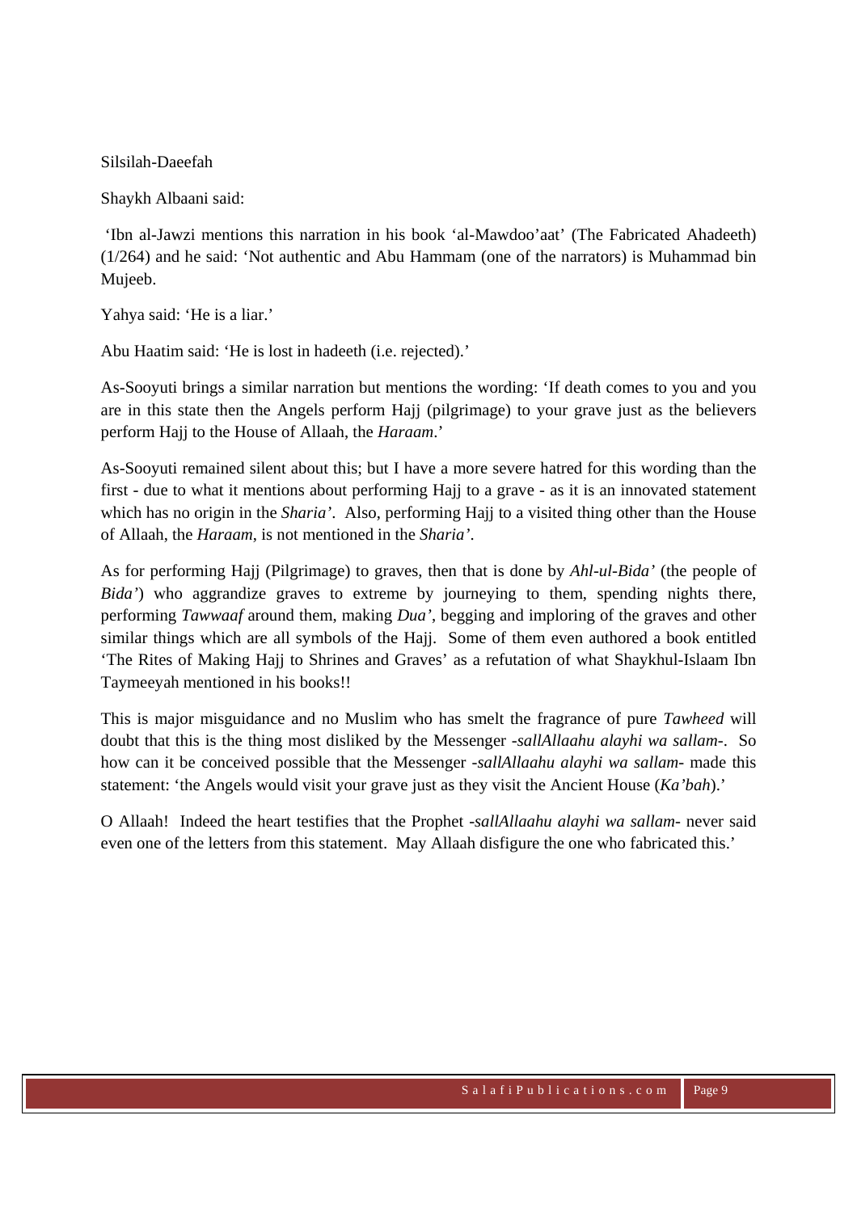Silsilah-Daeefah

Shaykh Albaani said:

'Ibn al-Jawzi mentions this narration in his book 'al-Mawdoo'aat' (The Fabricated Ahadeeth) (1/264) and he said: 'Not authentic and Abu Hammam (one of the narrators) is Muhammad bin Mujeeb.

Yahya said: 'He is a liar.'

Abu Haatim said: 'He is lost in hadeeth (i.e. rejected).'

As-Sooyuti brings a similar narration but mentions the wording: 'If death comes to you and you are in this state then the Angels perform Hajj (pilgrimage) to your grave just as the believers perform Hajj to the House of Allaah, the *Haraam*.'

As-Sooyuti remained silent about this; but I have a more severe hatred for this wording than the first - due to what it mentions about performing Hajj to a grave - as it is an innovated statement which has no origin in the *Sharia'*. Also, performing Hajj to a visited thing other than the House of Allaah, the *Haraam*, is not mentioned in the *Sharia'*.

As for performing Hajj (Pilgrimage) to graves, then that is done by *Ahl-ul-Bida'* (the people of *Bida'*) who aggrandize graves to extreme by journeying to them, spending nights there, performing *Tawwaaf* around them, making *Dua'*, begging and imploring of the graves and other similar things which are all symbols of the Hajj. Some of them even authored a book entitled 'The Rites of Making Hajj to Shrines and Graves' as a refutation of what Shaykhul-Islaam Ibn Taymeeyah mentioned in his books!!

This is major misguidance and no Muslim who has smelt the fragrance of pure *Tawheed* will doubt that this is the thing most disliked by the Messenger -*sallAllaahu alayhi wa sallam*-. So how can it be conceived possible that the Messenger -*sallAllaahu alayhi wa sallam*- made this statement: 'the Angels would visit your grave just as they visit the Ancient House (*Ka'bah*).'

O Allaah! Indeed the heart testifies that the Prophet -*sallAllaahu alayhi wa sallam*- never said even one of the letters from this statement. May Allaah disfigure the one who fabricated this.'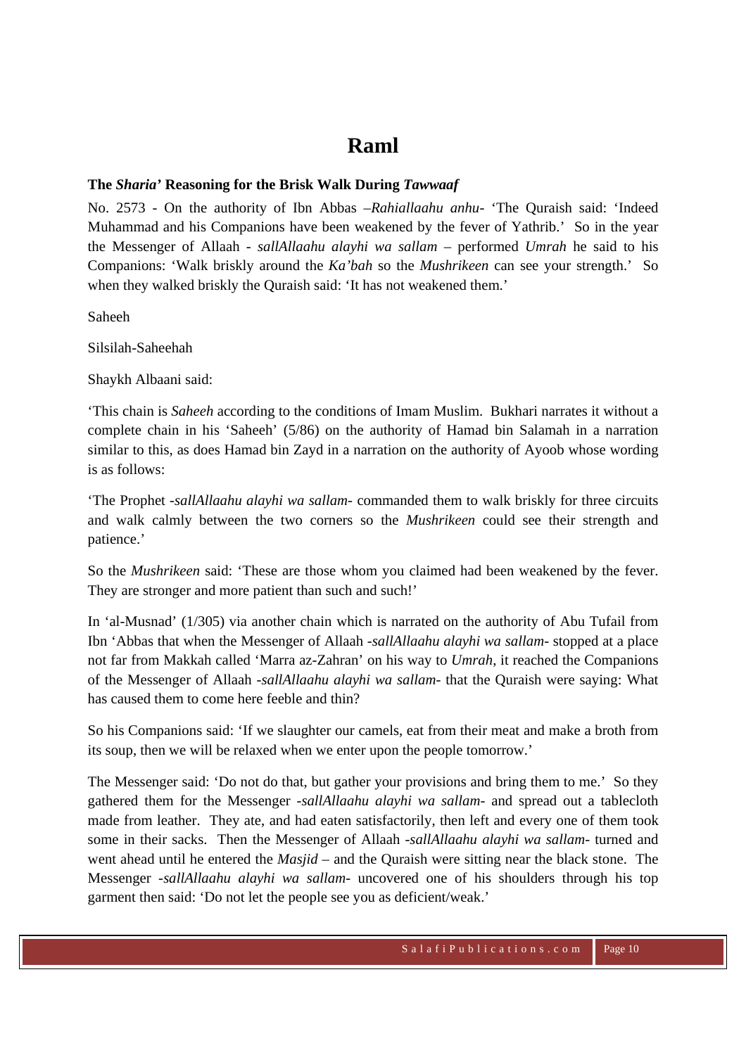# Raml

**The *Sharia'* Reasoning for the Brisk Walk During *Tawwaaf***

No. 2573 - On the authority of Ibn Abbas –*Rahiallaahu anhu*- 'The Quraish said: 'Indeed Muhammad and his Companions have been weakened by the fever of Yathrib.' So in the year the Messenger of Allaah - *sallAllaahu alayhi wa sallam* – performed *Umrah* he said to his Companions: 'Walk briskly around the *Ka'bah* so the *Mushrikeen* can see your strength.' So when they walked briskly the Quraish said: 'It has not weakened them.'

Saheeh

Silsilah-Saheehah

Shaykh Albaani said:

'This chain is *Saheeh* according to the conditions of Imam Muslim. Bukhari narrates it without a complete chain in his 'Saheeh' (5/86) on the authority of Hamad bin Salamah in a narration similar to this, as does Hamad bin Zayd in a narration on the authority of Ayoob whose wording is as follows:

'The Prophet -*sallAllaahu alayhi wa sallam*- commanded them to walk briskly for three circuits and walk calmly between the two corners so the *Mushrikeen* could see their strength and patience.'

So the *Mushrikeen* said: 'These are those whom you claimed had been weakened by the fever. They are stronger and more patient than such and such!'

In 'al-Musnad' (1/305) via another chain which is narrated on the authority of Abu Tufail from Ibn 'Abbas that when the Messenger of Allaah -*sallAllaahu alayhi wa sallam*- stopped at a place not far from Makkah called 'Marra az-Zahran' on his way to *Umrah*, it reached the Companions of the Messenger of Allaah -*sallAllaahu alayhi wa sallam*- that the Quraish were saying: What has caused them to come here feeble and thin?

So his Companions said: 'If we slaughter our camels, eat from their meat and make a broth from its soup, then we will be relaxed when we enter upon the people tomorrow.'

The Messenger said: 'Do not do that, but gather your provisions and bring them to me.' So they gathered them for the Messenger -*sallAllaahu alayhi wa sallam*- and spread out a tablecloth made from leather. They ate, and had eaten satisfactorily, then left and every one of them took some in their sacks. Then the Messenger of Allaah -*sallAllaahu alayhi wa sallam*- turned and went ahead until he entered the *Masjid* – and the Quraish were sitting near the black stone. The Messenger -*sallAllaahu alayhi wa sallam*- uncovered one of his shoulders through his top garment then said: 'Do not let the people see you as deficient/weak.'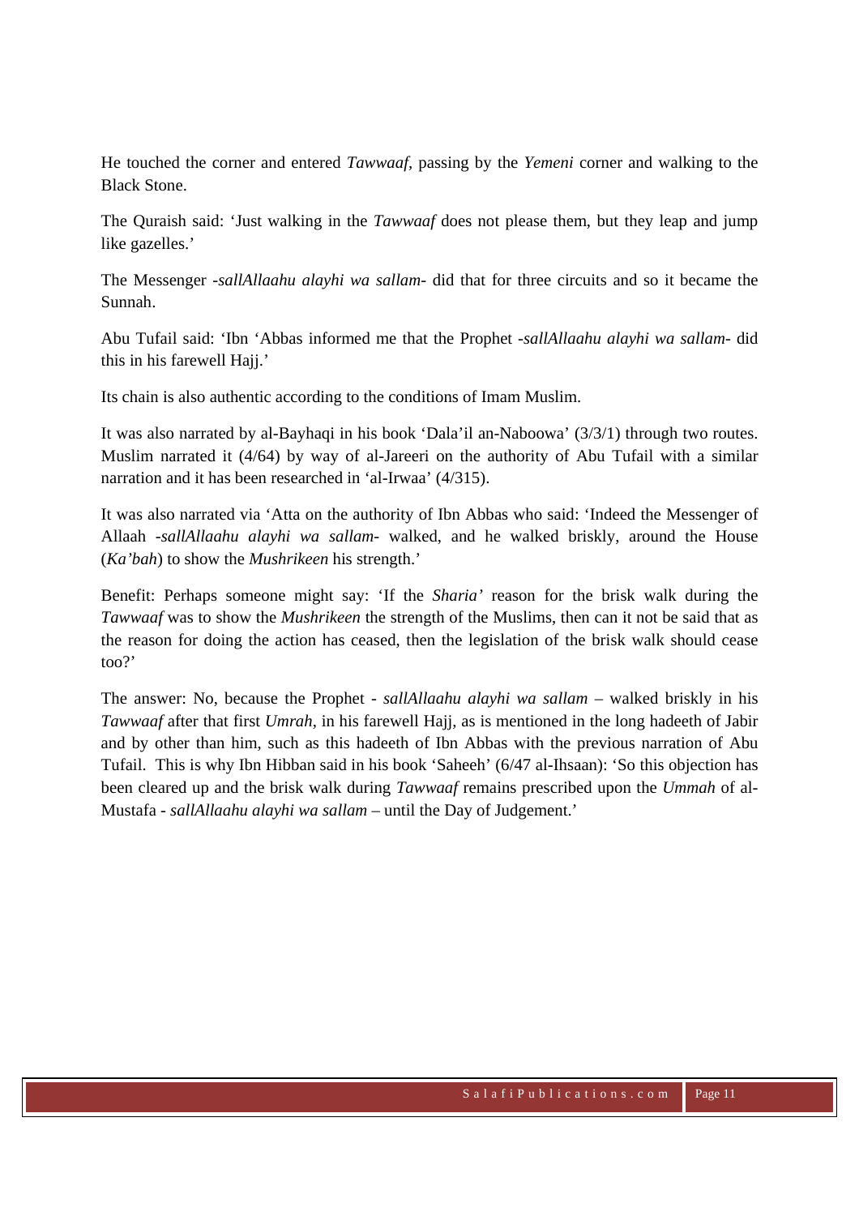He touched the corner and entered *Tawwaaf*, passing by the *Yemeni* corner and walking to the Black Stone.

The Quraish said: 'Just walking in the *Tawwaaf* does not please them, but they leap and jump like gazelles.'

The Messenger -*sallAllaahu alayhi wa sallam*- did that for three circuits and so it became the Sunnah.

Abu Tufail said: 'Ibn 'Abbas informed me that the Prophet -*sallAllaahu alayhi wa sallam*- did this in his farewell Hajj.'

Its chain is also authentic according to the conditions of Imam Muslim.

It was also narrated by al-Bayhaqi in his book 'Dala'il an-Naboowa' (3/3/1) through two routes. Muslim narrated it (4/64) by way of al-Jareeri on the authority of Abu Tufail with a similar narration and it has been researched in 'al-Irwaa' (4/315).

It was also narrated via 'Atta on the authority of Ibn Abbas who said: 'Indeed the Messenger of Allaah -*sallAllaahu alayhi wa sallam*- walked, and he walked briskly, around the House (*Ka'bah*) to show the *Mushrikeen* his strength.'

Benefit: Perhaps someone might say: 'If the *Sharia'* reason for the brisk walk during the *Tawwaaf* was to show the *Mushrikeen* the strength of the Muslims, then can it not be said that as the reason for doing the action has ceased, then the legislation of the brisk walk should cease too?'

The answer: No, because the Prophet - *sallAllaahu alayhi wa sallam* – walked briskly in his *Tawwaaf* after that first *Umrah*, in his farewell Hajj, as is mentioned in the long hadeeth of Jabir and by other than him, such as this hadeeth of Ibn Abbas with the previous narration of Abu Tufail. This is why Ibn Hibban said in his book 'Saheeh' (6/47 al-Ihsaan): 'So this objection has been cleared up and the brisk walk during *Tawwaaf* remains prescribed upon the *Ummah* of al-Mustafa - *sallAllaahu alayhi wa sallam* – until the Day of Judgement.'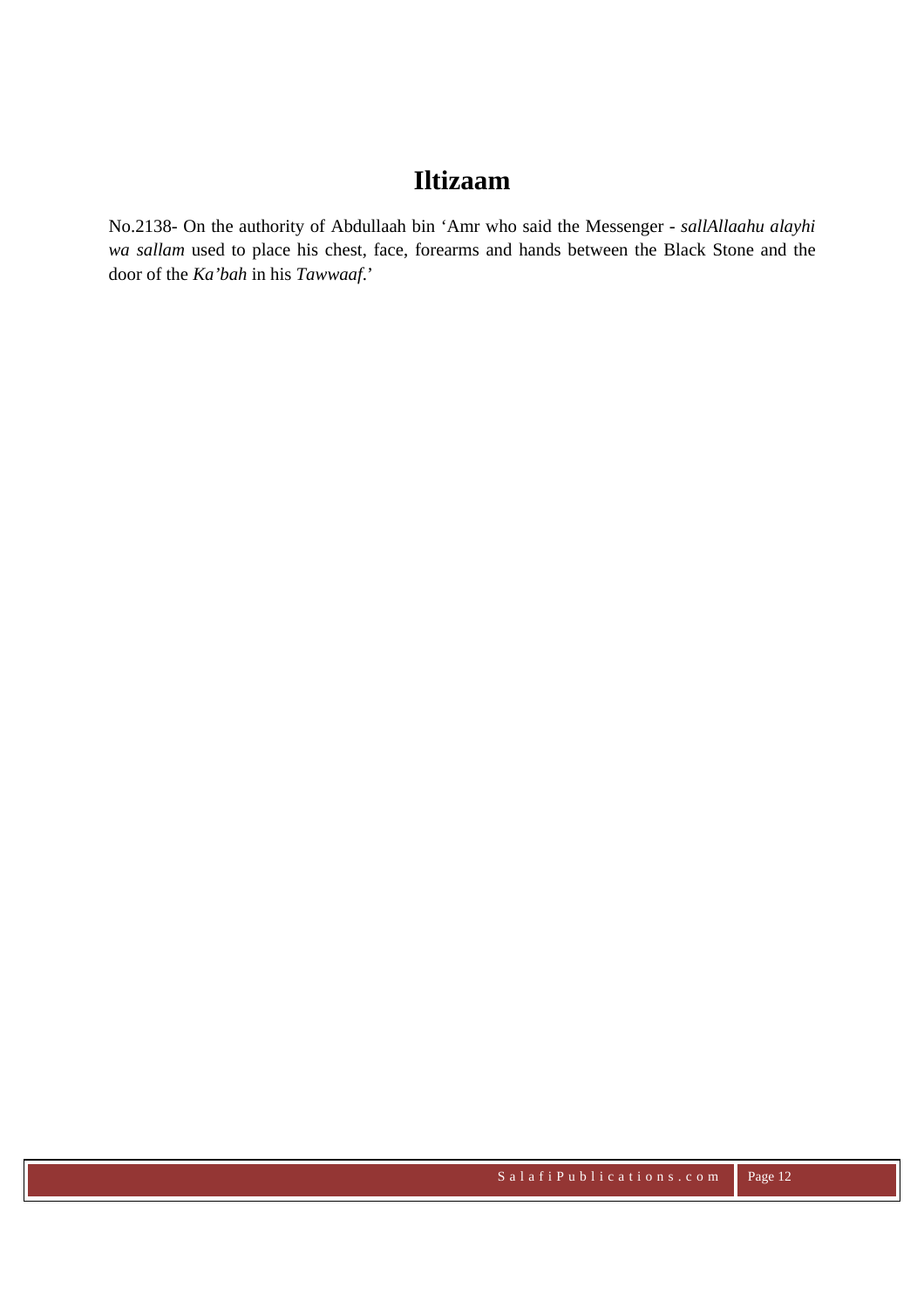# Iltizaam

No.2138- On the authority of Abdullaah bin ‘Amr who said the Messenger - *sallAllaahu alayhi wa sallam* used to place his chest, face, forearms and hands between the Black Stone and the door of the *Ka’bah* in his *Tawwaaf*.’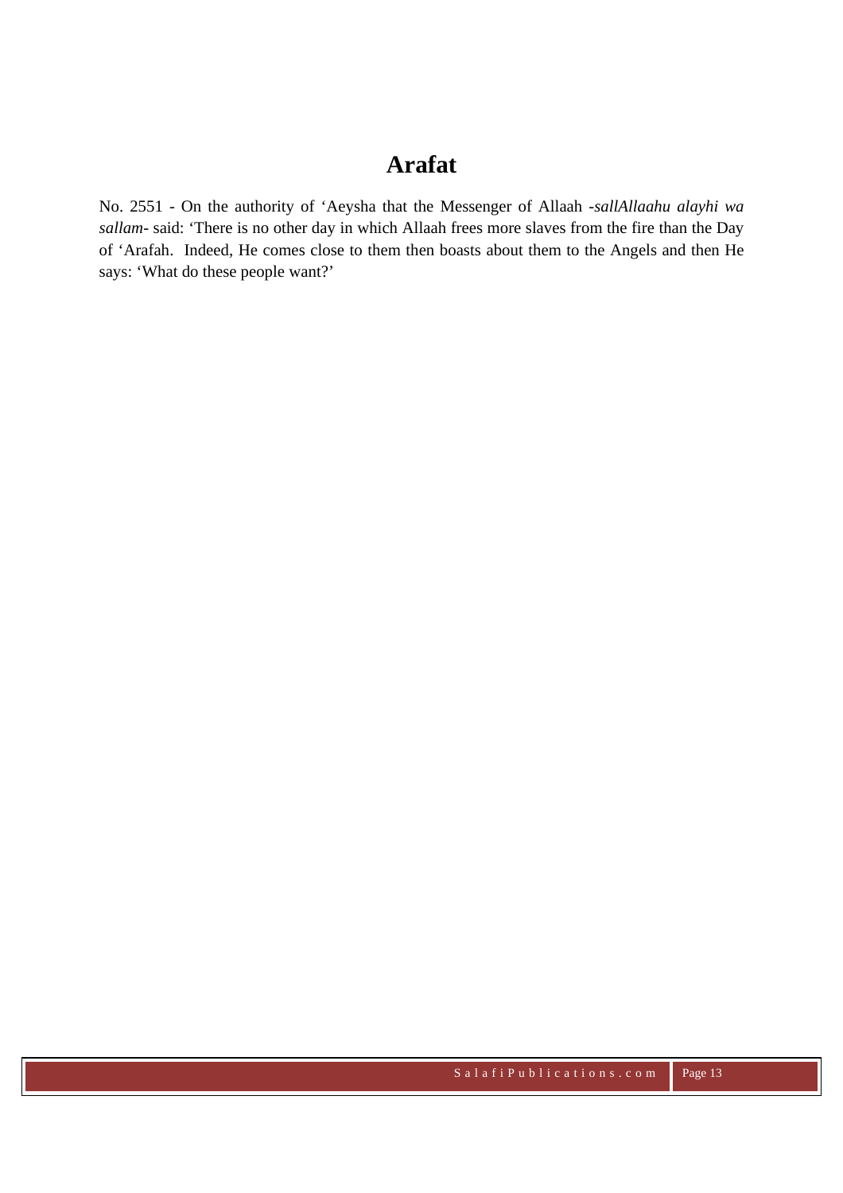# Arafat

No. 2551 - On the authority of 'Aeysha that the Messenger of Allaah -*sallAllaahu alayhi wa sallam*- said: 'There is no other day in which Allaah frees more slaves from the fire than the Day of 'Arafah. Indeed, He comes close to them then boasts about them to the Angels and then He says: 'What do these people want?'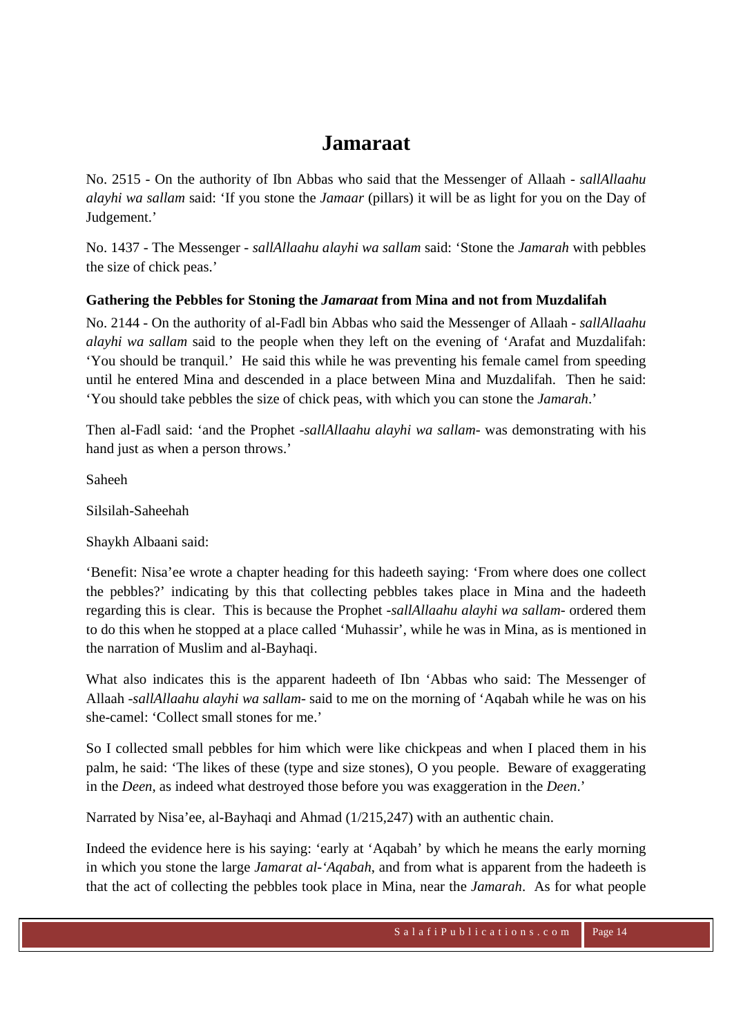# Jamaraat

No. 2515 - On the authority of Ibn Abbas who said that the Messenger of Allaah - *sallAllaahu alayhi wa sallam* said: 'If you stone the *Jamaar* (pillars) it will be as light for you on the Day of Judgement.'

No. 1437 - The Messenger - *sallAllaahu alayhi wa sallam* said: 'Stone the *Jamarah* with pebbles the size of chick peas.'

### Gathering the Pebbles for Stoning the *Jamaraat* from Mina and not from Muzdalifah

No. 2144 - On the authority of al-Fadl bin Abbas who said the Messenger of Allaah - *sallAllaahu alayhi wa sallam* said to the people when they left on the evening of 'Arafat and Muzdalifah: 'You should be tranquil.' He said this while he was preventing his female camel from speeding until he entered Mina and descended in a place between Mina and Muzdalifah. Then he said: 'You should take pebbles the size of chick peas, with which you can stone the *Jamarah*.'

Then al-Fadl said: 'and the Prophet -*sallAllaahu alayhi wa sallam*- was demonstrating with his hand just as when a person throws.'

Saheeh

Silsilah-Saheehah

Shaykh Albaani said:

'Benefit: Nisa'ee wrote a chapter heading for this hadeeth saying: 'From where does one collect the pebbles?' indicating by this that collecting pebbles takes place in Mina and the hadeeth regarding this is clear. This is because the Prophet -*sallAllaahu alayhi wa sallam*- ordered them to do this when he stopped at a place called 'Muhassir', while he was in Mina, as is mentioned in the narration of Muslim and al-Bayhaqi.

What also indicates this is the apparent hadeeth of Ibn 'Abbas who said: The Messenger of Allaah -*sallAllaahu alayhi wa sallam*- said to me on the morning of 'Aqabah while he was on his she-camel: 'Collect small stones for me.'

So I collected small pebbles for him which were like chickpeas and when I placed them in his palm, he said: 'The likes of these (type and size stones), O you people. Beware of exaggerating in the *Deen*, as indeed what destroyed those before you was exaggeration in the *Deen*.'

Narrated by Nisa'ee, al-Bayhaqi and Ahmad (1/215,247) with an authentic chain.

Indeed the evidence here is his saying: 'early at 'Aqabah' by which he means the early morning in which you stone the large *Jamarat al-'Aqabah*, and from what is apparent from the hadeeth is that the act of collecting the pebbles took place in Mina, near the *Jamarah*. As for what people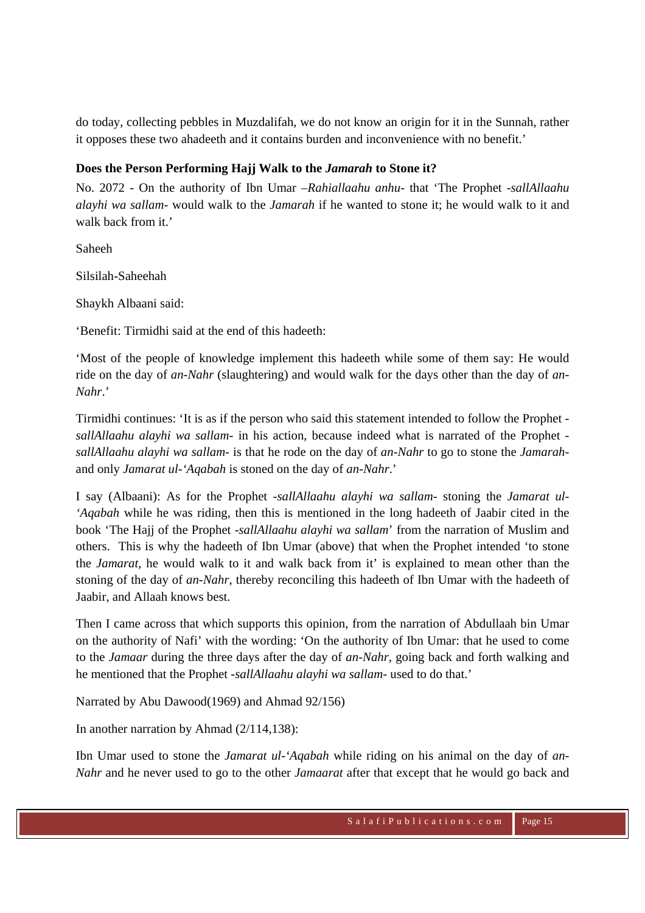do today, collecting pebbles in Muzdalifah, we do not know an origin for it in the Sunnah, rather it opposes these two ahadeeth and it contains burden and inconvenience with no benefit.'

**Does the Person Performing Hajj Walk to the *Jamarah* to Stone it?**

No. 2072 - On the authority of Ibn Umar –*Rahiallaahu anhu*- that 'The Prophet -*sallAllaahu alayhi wa sallam*- would walk to the *Jamarah* if he wanted to stone it; he would walk to it and walk back from it.'

Saheeh

Silsilah-Saheehah

Shaykh Albaani said:

'Benefit: Tirmidhi said at the end of this hadeeth:

'Most of the people of knowledge implement this hadeeth while some of them say: He would ride on the day of *an-Nahr* (slaughtering) and would walk for the days other than the day of *an-Nahr*.'

Tirmidhi continues: 'It is as if the person who said this statement intended to follow the Prophet -*sallAllaahu alayhi wa sallam*- in his action, because indeed what is narrated of the Prophet -*sallAllaahu alayhi wa sallam*- is that he rode on the day of *an-Nahr* to go to stone the *Jamarah*- and only *Jamarat ul-'Aqabah* is stoned on the day of *an-Nahr*.'

I say (Albaani): As for the Prophet -*sallAllaahu alayhi wa sallam*- stoning the *Jamarat ul-'Aqabah* while he was riding, then this is mentioned in the long hadeeth of Jaabir cited in the book 'The Hajj of the Prophet -*sallAllaahu alayhi wa sallam*' from the narration of Muslim and others. This is why the hadeeth of Ibn Umar (above) that when the Prophet intended 'to stone the *Jamarat*, he would walk to it and walk back from it' is explained to mean other than the stoning of the day of *an-Nahr*, thereby reconciling this hadeeth of Ibn Umar with the hadeeth of Jaabir, and Allaah knows best.

Then I came across that which supports this opinion, from the narration of Abdullaah bin Umar on the authority of Nafi' with the wording: 'On the authority of Ibn Umar: that he used to come to the *Jamaar* during the three days after the day of *an-Nahr*, going back and forth walking and he mentioned that the Prophet -*sallAllaahu alayhi wa sallam*- used to do that.'

Narrated by Abu Dawood(1969) and Ahmad 92/156)

In another narration by Ahmad (2/114,138):

Ibn Umar used to stone the *Jamarat ul-'Aqabah* while riding on his animal on the day of *an-Nahr* and he never used to go to the other *Jamaarat* after that except that he would go back and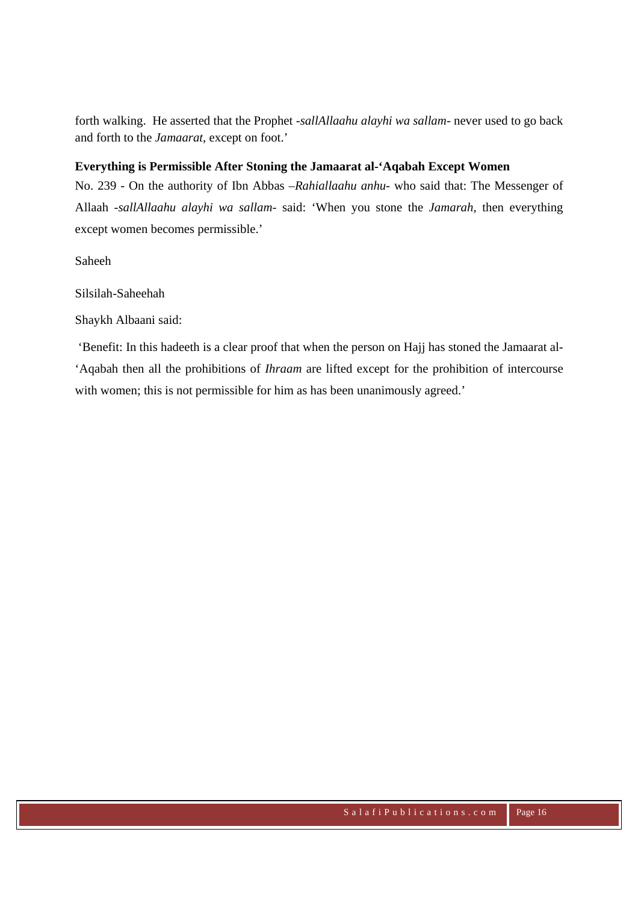forth walking. He asserted that the Prophet -*sallAllaahu alayhi wa sallam*- never used to go back and forth to the *Jamaarat*, except on foot.'

**Everything is Permissible After Stoning the Jamaarat al-'Aqabah Except Women**

No. 239 - On the authority of Ibn Abbas –*Rahiallaahu anhu*- who said that: The Messenger of Allaah -*sallAllaahu alayhi wa sallam*- said: 'When you stone the *Jamarah*, then everything except women becomes permissible.'

Saheeh

Silsilah-Saheehah

Shaykh Albaani said:

'Benefit: In this hadeeth is a clear proof that when the person on Hajj has stoned the Jamaarat al-'Aqabah then all the prohibitions of *Ihraam* are lifted except for the prohibition of intercourse with women; this is not permissible for him as has been unanimously agreed.'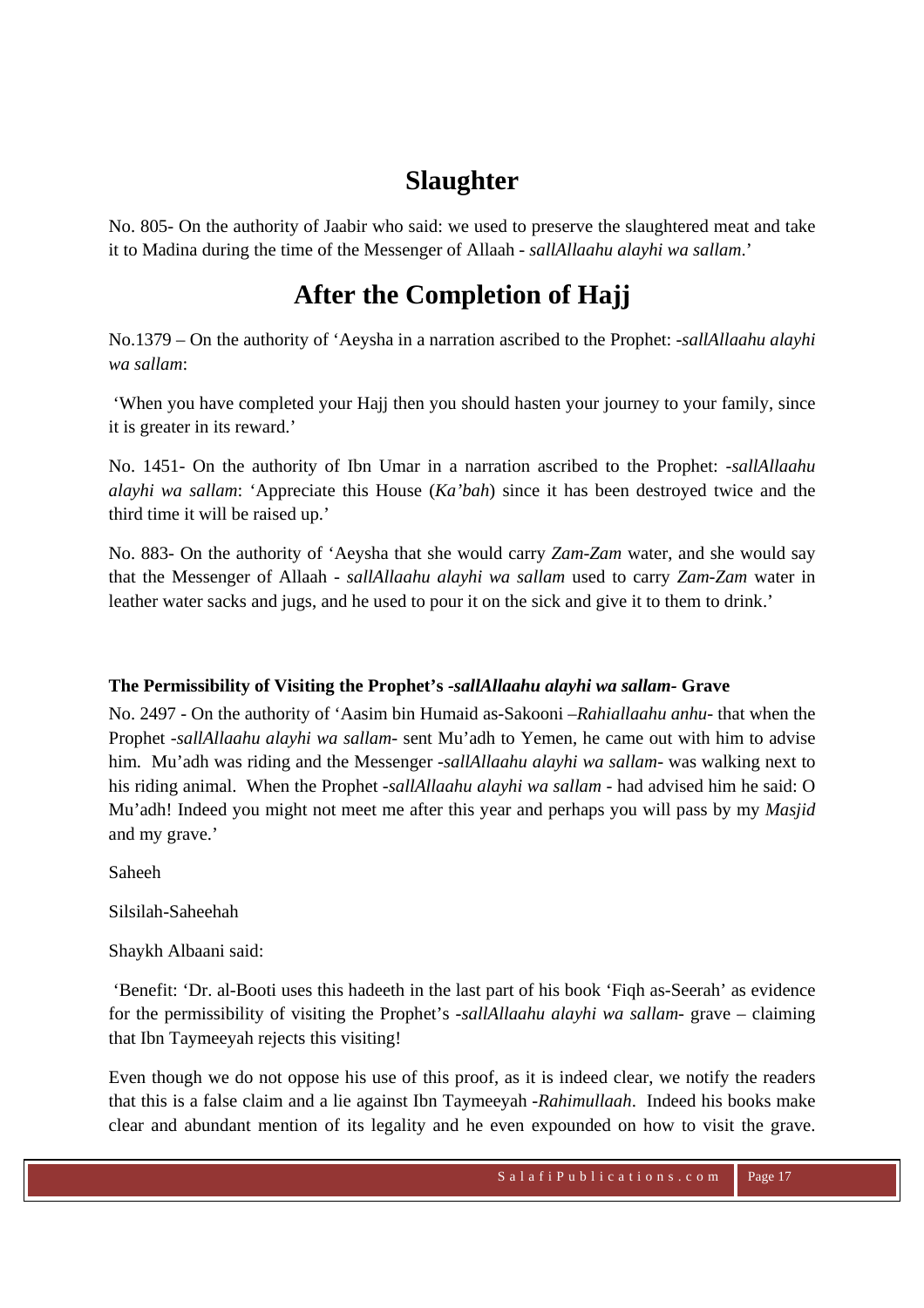## Slaughter

No. 805- On the authority of Jaabir who said: we used to preserve the slaughtered meat and take it to Madina during the time of the Messenger of Allaah - *sallAllaahu alayhi wa sallam*.'

## After the Completion of Hajj

No.1379 – On the authority of 'Aeysha in a narration ascribed to the Prophet: -*sallAllaahu alayhi wa sallam*:

'When you have completed your Hajj then you should hasten your journey to your family, since it is greater in its reward.'

No. 1451- On the authority of Ibn Umar in a narration ascribed to the Prophet: -*sallAllaahu alayhi wa sallam*: 'Appreciate this House (*Ka'bah*) since it has been destroyed twice and the third time it will be raised up.'

No. 883- On the authority of 'Aeysha that she would carry *Zam-Zam* water, and she would say that the Messenger of Allaah - *sallAllaahu alayhi wa sallam* used to carry *Zam-Zam* water in leather water sacks and jugs, and he used to pour it on the sick and give it to them to drink.'

**The Permissibility of Visiting the Prophet's -*sallAllaahu alayhi wa sallam*- Grave**

No. 2497 - On the authority of 'Aasim bin Humaid as-Sakooni –*Rahiallaahu anhu*- that when the Prophet -*sallAllaahu alayhi wa sallam*- sent Mu'adh to Yemen, he came out with him to advise him. Mu'adh was riding and the Messenger -*sallAllaahu alayhi wa sallam*- was walking next to his riding animal. When the Prophet -*sallAllaahu alayhi wa sallam* - had advised him he said: O Mu'adh! Indeed you might not meet me after this year and perhaps you will pass by my *Masjid* and my grave.'

Saheeh

Silsilah-Saheehah

Shaykh Albaani said:

'Benefit: 'Dr. al-Booti uses this hadeeth in the last part of his book 'Fiqh as-Seerah' as evidence for the permissibility of visiting the Prophet's -*sallAllaahu alayhi wa sallam*- grave – claiming that Ibn Taymeeyah rejects this visiting!

Even though we do not oppose his use of this proof, as it is indeed clear, we notify the readers that this is a false claim and a lie against Ibn Taymeeyah -*Rahimullaah*. Indeed his books make clear and abundant mention of its legality and he even expounded on how to visit the grave.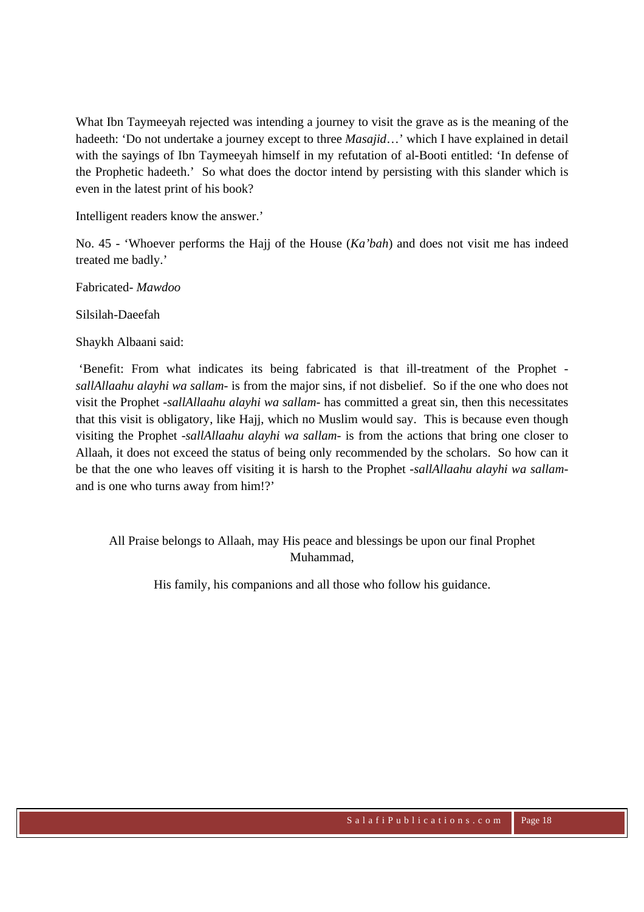What Ibn Taymeeyah rejected was intending a journey to visit the grave as is the meaning of the hadeeth: 'Do not undertake a journey except to three *Masajid*…' which I have explained in detail with the sayings of Ibn Taymeeyah himself in my refutation of al-Booti entitled: 'In defense of the Prophetic hadeeth.' So what does the doctor intend by persisting with this slander which is even in the latest print of his book?

Intelligent readers know the answer.'

No. 45 - 'Whoever performs the Hajj of the House (*Ka'bah*) and does not visit me has indeed treated me badly.'

Fabricated- *Mawdoo*

Silsilah-Daeefah

Shaykh Albaani said:

'Benefit: From what indicates its being fabricated is that ill-treatment of the Prophet -*sallAllaahu alayhi wa sallam*- is from the major sins, if not disbelief. So if the one who does not visit the Prophet -*sallAllaahu alayhi wa sallam*- has committed a great sin, then this necessitates that this visit is obligatory, like Hajj, which no Muslim would say. This is because even though visiting the Prophet -*sallAllaahu alayhi wa sallam*- is from the actions that bring one closer to Allaah, it does not exceed the status of being only recommended by the scholars. So how can it be that the one who leaves off visiting it is harsh to the Prophet -*sallAllaahu alayhi wa sallam*- and is one who turns away from him!?'

All Praise belongs to Allaah, may His peace and blessings be upon our final Prophet Muhammad,

His family, his companions and all those who follow his guidance.